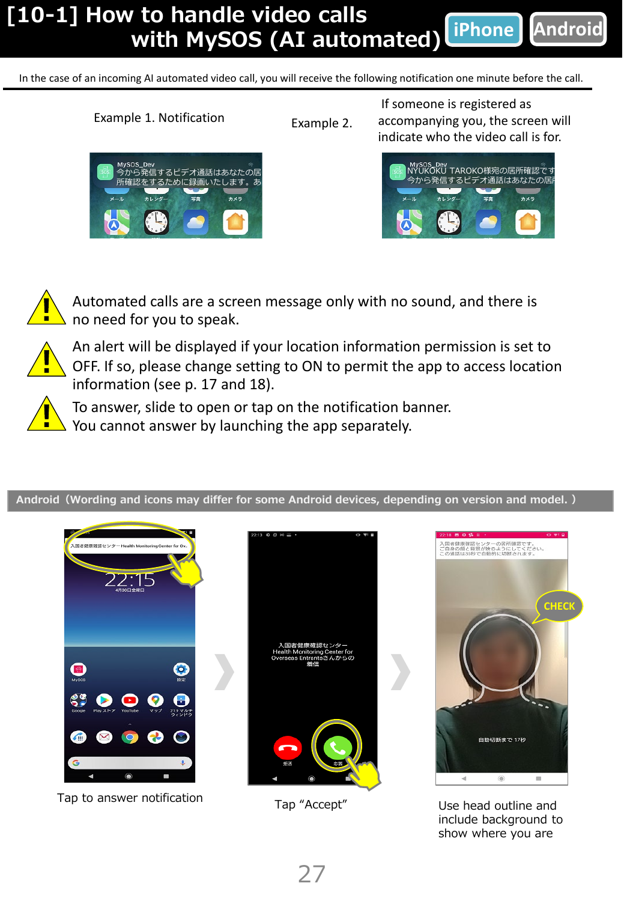# [10-1] How to handle video calls with MySOS (AI automated)

iPhone | Android

In the case of an incoming AI automated video call, you will receive the following notification one minute before the call.

Example 1. Notification

Example 2. If someone is registered as accompanying you, the screen will indicate who the video call is for.

⚠ Automated calls are a screen message only with no sound, and there is no need for you to speak.

⚠ An alert will be displayed if your location information permission is set to OFF. If so, please change setting to ON to permit the app to access location information (see p. 17 and 18).

⚠ To answer, slide to open or tap on the notification banner. You cannot answer by launching the app separately.

## Android（Wording and icons may differ for some Android devices, depending on version and model. ）

Tap to answer notification

Tap “Accept”

Use head outline and include background to show where you are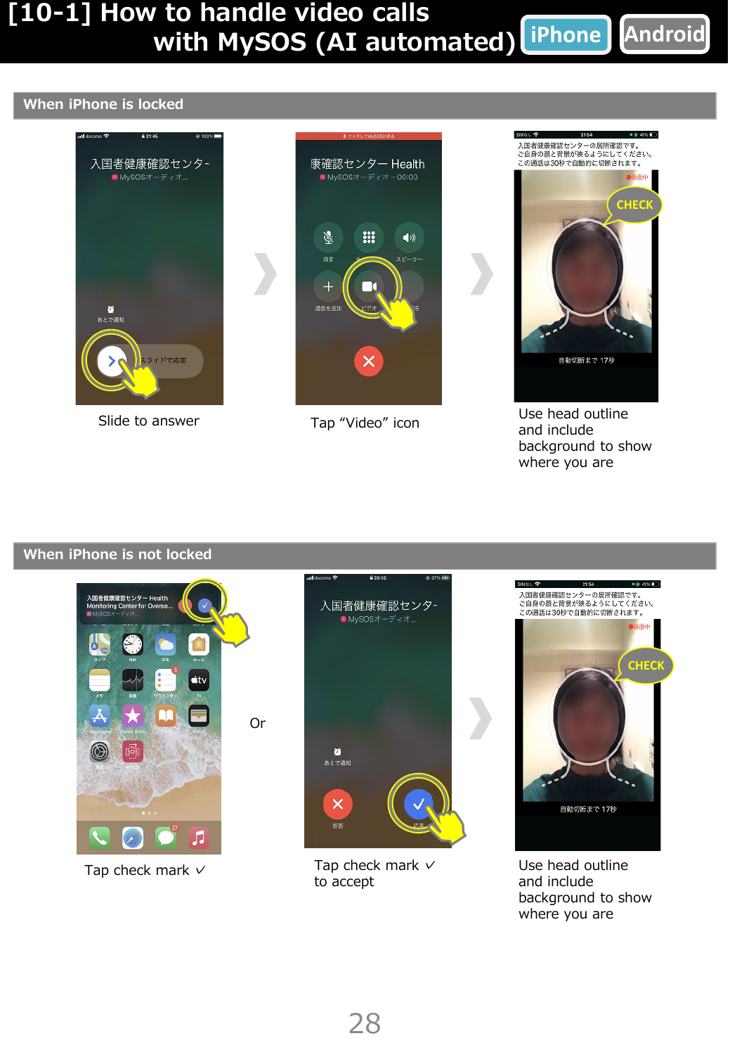# [10-1] How to handle video calls with MySOS (AI automated) iPhone Android

## When iPhone is locked

Slide to answer

Tap “Video” icon

Use head outline and include background to show where you are

## When iPhone is not locked

Tap check mark ✓

Or

Tap check mark ✓ to accept

Use head outline and include background to show where you are